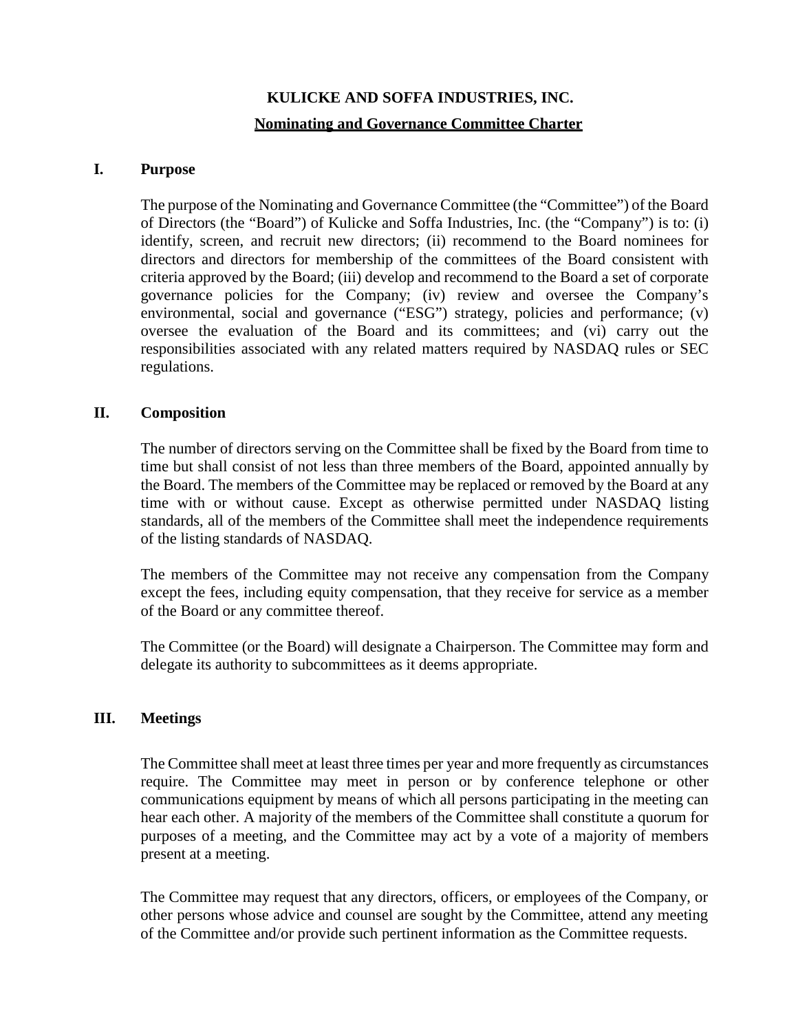# KULICKE AND SOFFA INDUSTRIES, INC.

## Nominating and Governance Committee Charter

### I. Purpose

The purpose of the Nominating and Governance Committee (the "Committee") of the Board of Directors (the "Board") of Kulicke and Soffa Industries, Inc. (the "Company") is to: (i) identify, screen, and recruit new directors; (ii) recommend to the Board nominees for directors and directors for membership of the committees of the Board consistent with criteria approved by the Board; (iii) develop and recommend to the Board a set of corporate governance policies for the Company; (iv) review and oversee the Company's environmental, social and governance ("ESG") strategy, policies and performance; (v) oversee the evaluation of the Board and its committees; and (vi) carry out the responsibilities associated with any related matters required by NASDAQ rules or SEC regulations.

### II. Composition

The number of directors serving on the Committee shall be fixed by the Board from time to time but shall consist of not less than three members of the Board, appointed annually by the Board. The members of the Committee may be replaced or removed by the Board at any time with or without cause. Except as otherwise permitted under NASDAQ listing standards, all of the members of the Committee shall meet the independence requirements of the listing standards of NASDAQ.

The members of the Committee may not receive any compensation from the Company except the fees, including equity compensation, that they receive for service as a member of the Board or any committee thereof.

The Committee (or the Board) will designate a Chairperson. The Committee may form and delegate its authority to subcommittees as it deems appropriate.

### III. Meetings

The Committee shall meet at least three times per year and more frequently as circumstances require. The Committee may meet in person or by conference telephone or other communications equipment by means of which all persons participating in the meeting can hear each other. A majority of the members of the Committee shall constitute a quorum for purposes of a meeting, and the Committee may act by a vote of a majority of members present at a meeting.

The Committee may request that any directors, officers, or employees of the Company, or other persons whose advice and counsel are sought by the Committee, attend any meeting of the Committee and/or provide such pertinent information as the Committee requests.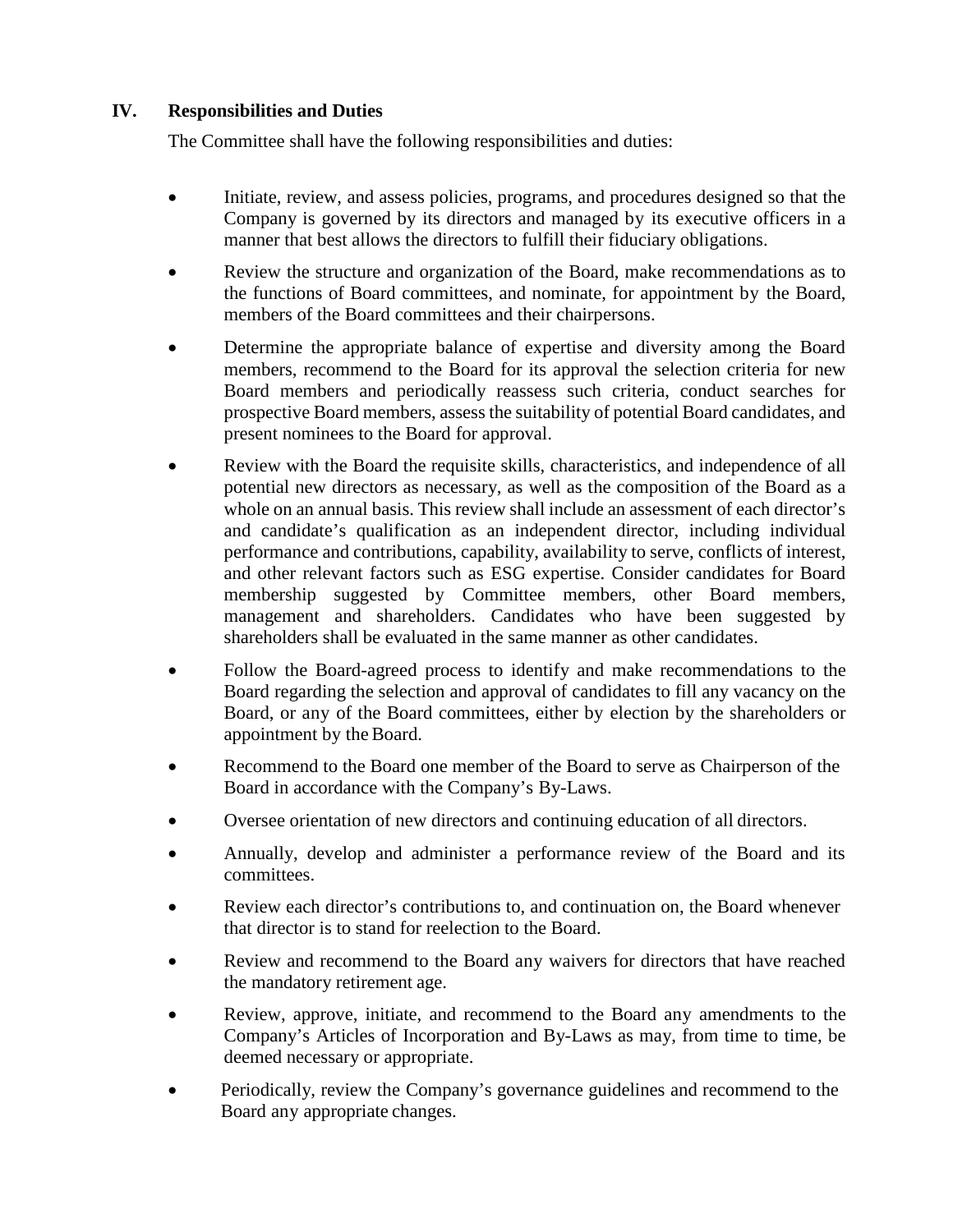## IV. Responsibilities and Duties

The Committee shall have the following responsibilities and duties:

- Initiate, review, and assess policies, programs, and procedures designed so that the Company is governed by its directors and managed by its executive officers in a manner that best allows the directors to fulfill their fiduciary obligations.
- Review the structure and organization of the Board, make recommendations as to the functions of Board committees, and nominate, for appointment by the Board, members of the Board committees and their chairpersons.
- Determine the appropriate balance of expertise and diversity among the Board members, recommend to the Board for its approval the selection criteria for new Board members and periodically reassess such criteria, conduct searches for prospective Board members, assess the suitability of potential Board candidates, and present nominees to the Board for approval.
- Review with the Board the requisite skills, characteristics, and independence of all potential new directors as necessary, as well as the composition of the Board as a whole on an annual basis. This review shall include an assessment of each director's and candidate's qualification as an independent director, including individual performance and contributions, capability, availability to serve, conflicts of interest, and other relevant factors such as ESG expertise. Consider candidates for Board membership suggested by Committee members, other Board members, management and shareholders. Candidates who have been suggested by shareholders shall be evaluated in the same manner as other candidates.
- Follow the Board-agreed process to identify and make recommendations to the Board regarding the selection and approval of candidates to fill any vacancy on the Board, or any of the Board committees, either by election by the shareholders or appointment by the Board.
- Recommend to the Board one member of the Board to serve as Chairperson of the Board in accordance with the Company's By-Laws.
- Oversee orientation of new directors and continuing education of all directors.
- Annually, develop and administer a performance review of the Board and its committees.
- Review each director's contributions to, and continuation on, the Board whenever that director is to stand for reelection to the Board.
- Review and recommend to the Board any waivers for directors that have reached the mandatory retirement age.
- Review, approve, initiate, and recommend to the Board any amendments to the Company's Articles of Incorporation and By-Laws as may, from time to time, be deemed necessary or appropriate.
- Periodically, review the Company's governance guidelines and recommend to the Board any appropriate changes.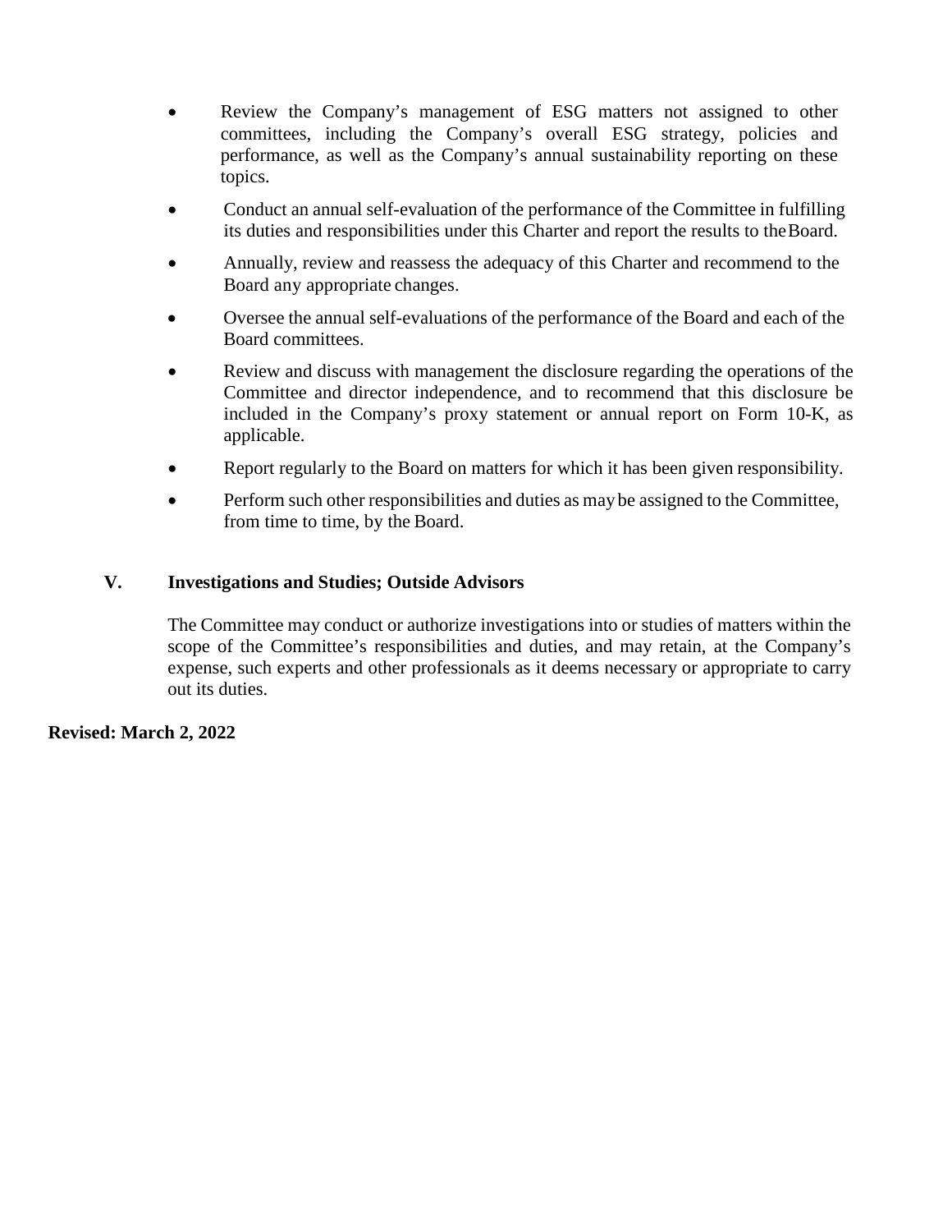- Review the Company's management of ESG matters not assigned to other committees, including the Company's overall ESG strategy, policies and performance, as well as the Company's annual sustainability reporting on these topics.
- Conduct an annual self-evaluation of the performance of the Committee in fulfilling its duties and responsibilities under this Charter and report the results to the Board.
- Annually, review and reassess the adequacy of this Charter and recommend to the Board any appropriate changes.
- Oversee the annual self-evaluations of the performance of the Board and each of the Board committees.
- Review and discuss with management the disclosure regarding the operations of the Committee and director independence, and to recommend that this disclosure be included in the Company's proxy statement or annual report on Form 10-K, as applicable.
- Report regularly to the Board on matters for which it has been given responsibility.
- Perform such other responsibilities and duties as may be assigned to the Committee, from time to time, by the Board.

## V. Investigations and Studies; Outside Advisors

The Committee may conduct or authorize investigations into or studies of matters within the scope of the Committee's responsibilities and duties, and may retain, at the Company's expense, such experts and other professionals as it deems necessary or appropriate to carry out its duties.

**Revised: March 2, 2022**